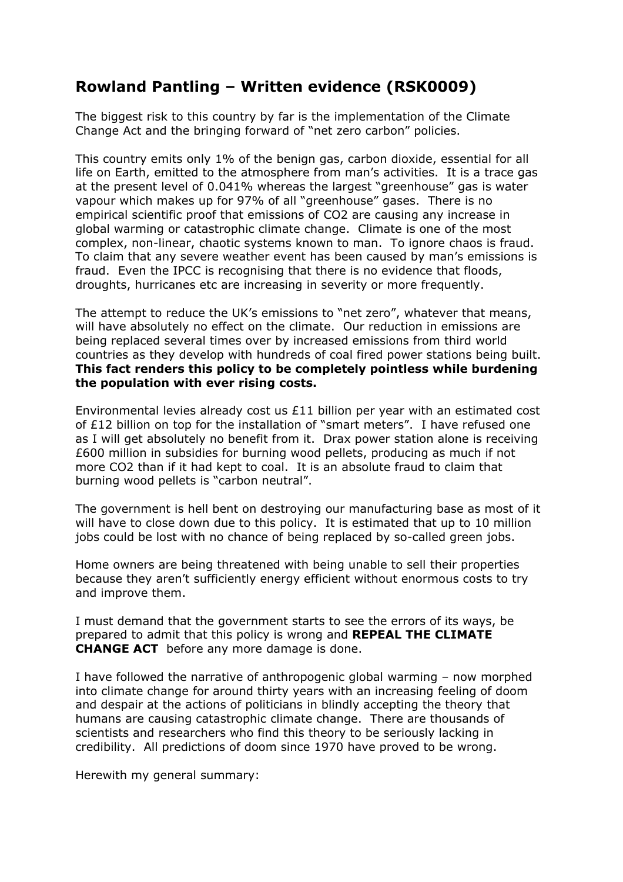## Rowland Pantling – Written evidence (RSK0009)

The biggest risk to this country by far is the implementation of the Climate Change Act and the bringing forward of "net zero carbon" policies.

This country emits only 1% of the benign gas, carbon dioxide, essential for all life on Earth, emitted to the atmosphere from man's activities. It is a trace gas at the present level of 0.041% whereas the largest "greenhouse" gas is water vapour which makes up for 97% of all "greenhouse" gases. There is no empirical scientific proof that emissions of $CO_2$ are causing any increase in global warming or catastrophic climate change. Climate is one of the most complex, non-linear, chaotic systems known to man. To ignore chaos is fraud. To claim that any severe weather event has been caused by man's emissions is fraud. Even the IPCC is recognising that there is no evidence that floods, droughts, hurricanes etc are increasing in severity or more frequently.

The attempt to reduce the UK's emissions to "net zero", whatever that means, will have absolutely no effect on the climate. Our reduction in emissions are being replaced several times over by increased emissions from third world countries as they develop with hundreds of coal fired power stations being built. **This fact renders this policy to be completely pointless while burdening the population with ever rising costs.**

Environmental levies already cost us £11 billion per year with an estimated cost of £12 billion on top for the installation of "smart meters". I have refused one as I will get absolutely no benefit from it. Drax power station alone is receiving £600 million in subsidies for burning wood pellets, producing as much if not more $CO_2$ than if it had kept to coal. It is an absolute fraud to claim that burning wood pellets is "carbon neutral".

The government is hell bent on destroying our manufacturing base as most of it will have to close down due to this policy. It is estimated that up to 10 million jobs could be lost with no chance of being replaced by so-called green jobs.

Home owners are being threatened with being unable to sell their properties because they aren't sufficiently energy efficient without enormous costs to try and improve them.

I must demand that the government starts to see the errors of its ways, be prepared to admit that this policy is wrong and **REPEAL THE CLIMATE CHANGE ACT** before any more damage is done.

I have followed the narrative of anthropogenic global warming – now morphed into climate change for around thirty years with an increasing feeling of doom and despair at the actions of politicians in blindly accepting the theory that humans are causing catastrophic climate change. There are thousands of scientists and researchers who find this theory to be seriously lacking in credibility. All predictions of doom since 1970 have proved to be wrong.

Herewith my general summary: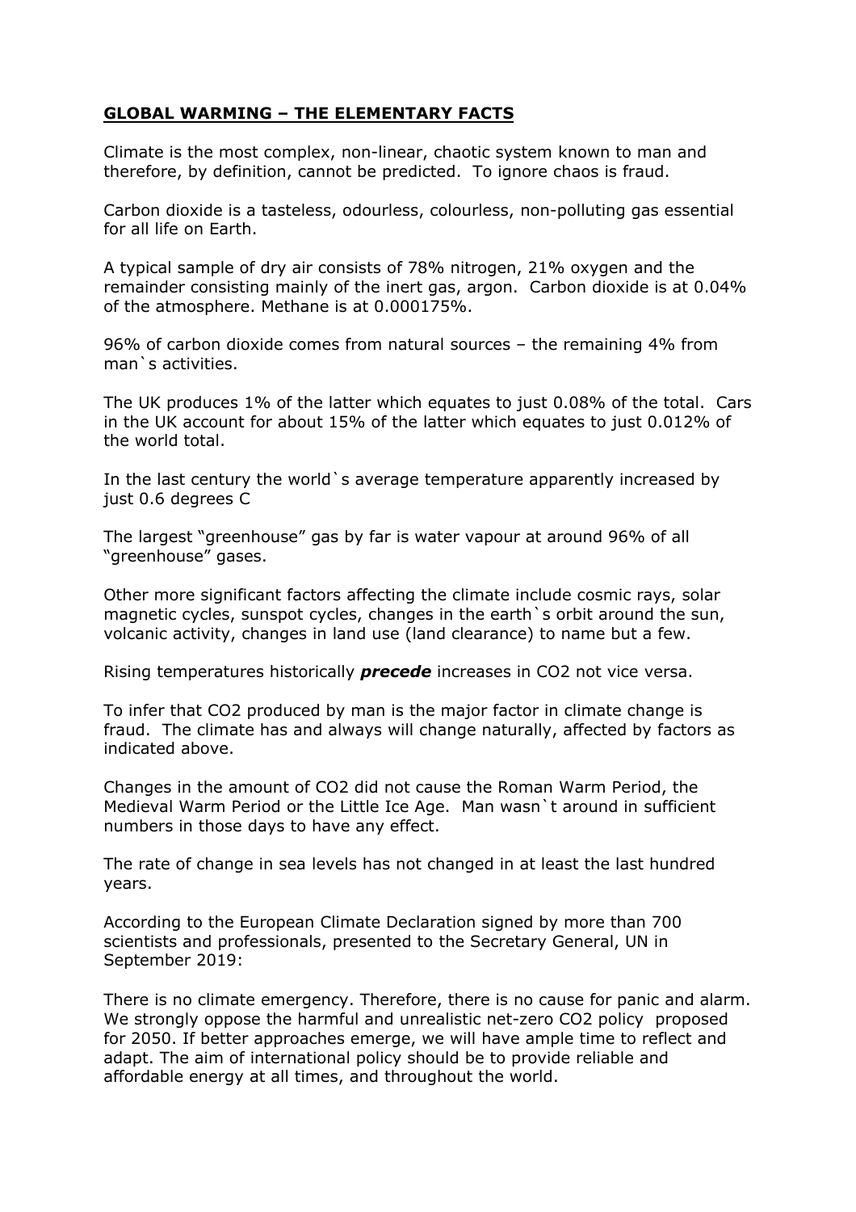## **GLOBAL WARMING – THE ELEMENTARY FACTS**

Climate is the most complex, non-linear, chaotic system known to man and therefore, by definition, cannot be predicted. To ignore chaos is fraud.

Carbon dioxide is a tasteless, odourless, colourless, non-polluting gas essential for all life on Earth.

A typical sample of dry air consists of 78% nitrogen, 21% oxygen and the remainder consisting mainly of the inert gas, argon. Carbon dioxide is at 0.04% of the atmosphere. Methane is at 0.000175%.

96% of carbon dioxide comes from natural sources – the remaining 4% from man`s activities.

The UK produces 1% of the latter which equates to just 0.08% of the total. Cars in the UK account for about 15% of the latter which equates to just 0.012% of the world total.

In the last century the world`s average temperature apparently increased by just 0.6 degrees C

The largest "greenhouse" gas by far is water vapour at around 96% of all "greenhouse" gases.

Other more significant factors affecting the climate include cosmic rays, solar magnetic cycles, sunspot cycles, changes in the earth`s orbit around the sun, volcanic activity, changes in land use (land clearance) to name but a few.

Rising temperatures historically ***precede*** increases in CO2 not vice versa.

To infer that CO2 produced by man is the major factor in climate change is fraud. The climate has and always will change naturally, affected by factors as indicated above.

Changes in the amount of CO2 did not cause the Roman Warm Period, the Medieval Warm Period or the Little Ice Age. Man wasn`t around in sufficient numbers in those days to have any effect.

The rate of change in sea levels has not changed in at least the last hundred years.

According to the European Climate Declaration signed by more than 700 scientists and professionals, presented to the Secretary General, UN in September 2019:

There is no climate emergency. Therefore, there is no cause for panic and alarm. We strongly oppose the harmful and unrealistic net-zero CO2 policy proposed for 2050. If better approaches emerge, we will have ample time to reflect and adapt. The aim of international policy should be to provide reliable and affordable energy at all times, and throughout the world.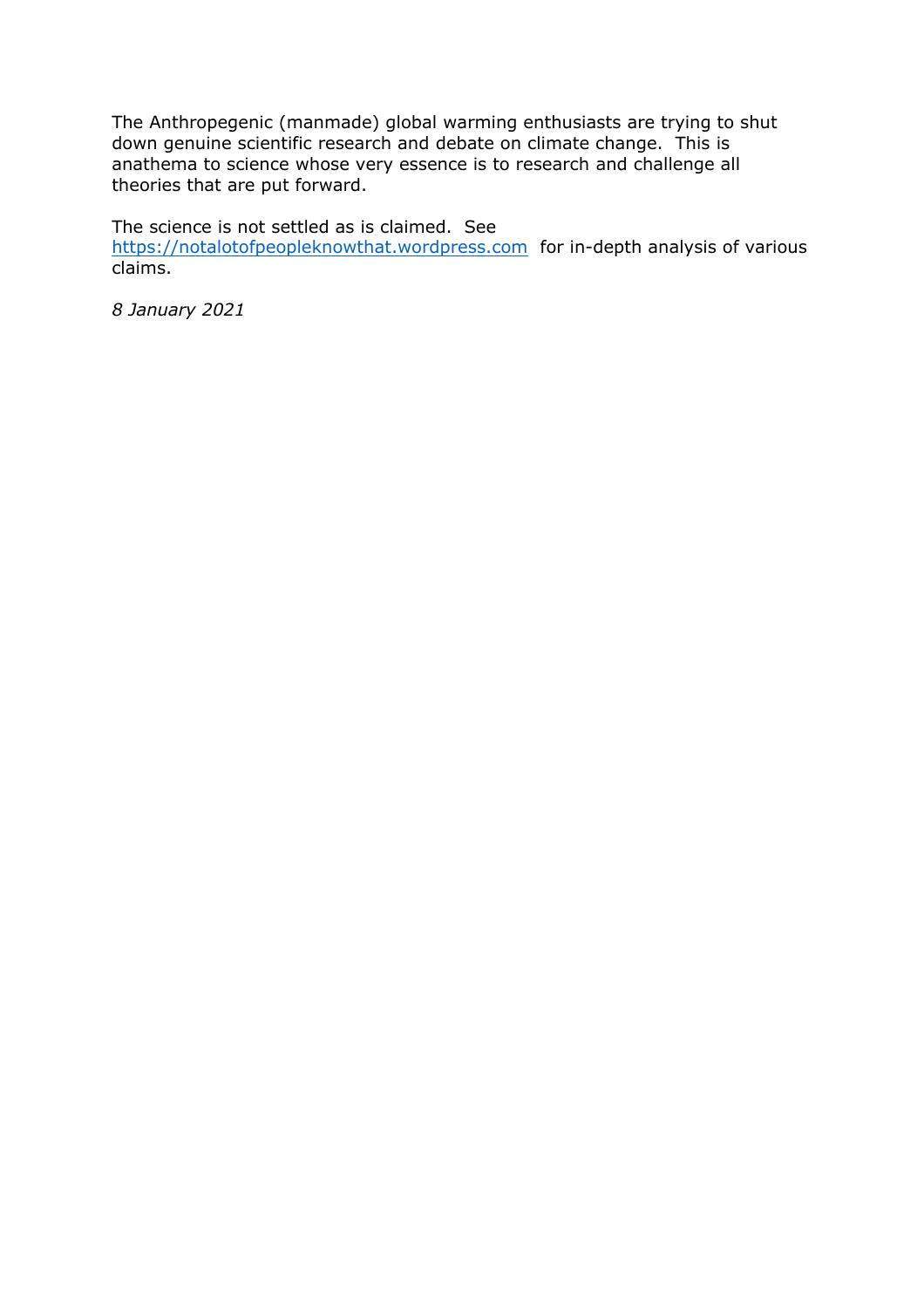The Anthropegenic (manmade) global warming enthusiasts are trying to shut down genuine scientific research and debate on climate change. This is anathema to science whose very essence is to research and challenge all theories that are put forward.

The science is not settled as is claimed. See [https://notalotofpeopleknowthat.wordpress.com](https://notalotofpeopleknowthat.wordpress.com) for in-depth analysis of various claims.

*8 January 2021*